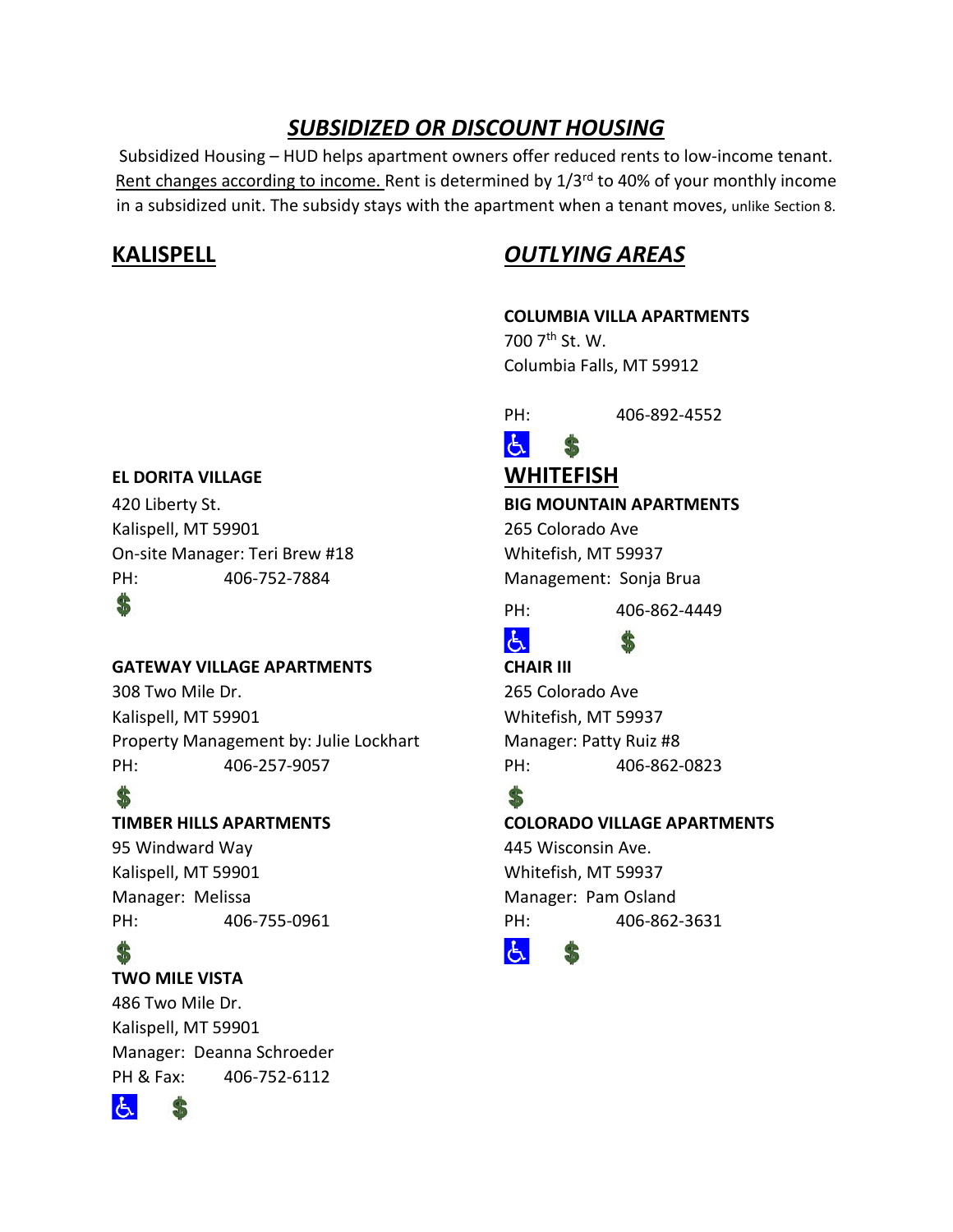# *SUBSIDIZED OR DISCOUNT HOUSING*

Subsidized Housing – HUD helps apartment owners offer reduced rents to low-income tenant. Rent changes according to income. Rent is determined by 1/3rd to 40% of your monthly income in a subsidized unit. The subsidy stays with the apartment when a tenant moves, unlike Section 8.

## KALISPELL

**EL DORITA VILLAGE**
420 Liberty St.
Kalispell, MT 59901
On-site Manager: Teri Brew #18
PH: 406-752-7884
$

**GATEWAY VILLAGE APARTMENTS**
308 Two Mile Dr.
Kalispell, MT 59901
Property Management by: Julie Lockhart
PH: 406-257-9057
$

**TIMBER HILLS APARTMENTS**
95 Windward Way
Kalispell, MT 59901
Manager: Melissa
PH: 406-755-0961
$

**TWO MILE VISTA**
486 Two Mile Dr.
Kalispell, MT 59901
Manager: Deanna Schroeder
PH & Fax: 406-752-6112
♿ $

## *OUTLYING AREAS*

**COLUMBIA VILLA APARTMENTS**
700 7th St. W.
Columbia Falls, MT 59912

PH: 406-892-4552
♿ $

## WHITEFISH

**BIG MOUNTAIN APARTMENTS**
265 Colorado Ave
Whitefish, MT 59937
Management: Sonja Brua
PH: 406-862-4449
♿ $

**CHAIR III**
265 Colorado Ave
Whitefish, MT 59937
Manager: Patty Ruiz #8
PH: 406-862-0823
$

**COLORADO VILLAGE APARTMENTS**
445 Wisconsin Ave.
Whitefish, MT 59937
Manager: Pam Osland
PH: 406-862-3631
♿ $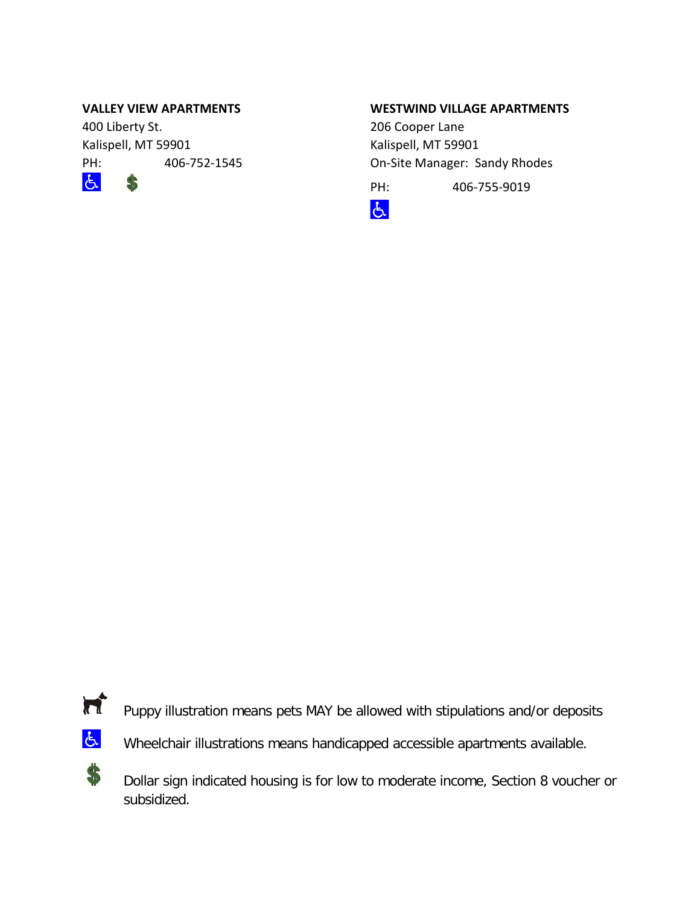**VALLEY VIEW APARTMENTS**
400 Liberty St.
Kalispell, MT 59901
PH: 406-752-1545

**WESTWIND VILLAGE APARTMENTS**
206 Cooper Lane
Kalispell, MT 59901
On-Site Manager: Sandy Rhodes
PH: 406-755-9019

Puppy illustration means pets MAY be allowed with stipulations and/or deposits

Wheelchair illustrations means handicapped accessible apartments available.

Dollar sign indicated housing is for low to moderate income, Section 8 voucher or subsidized.